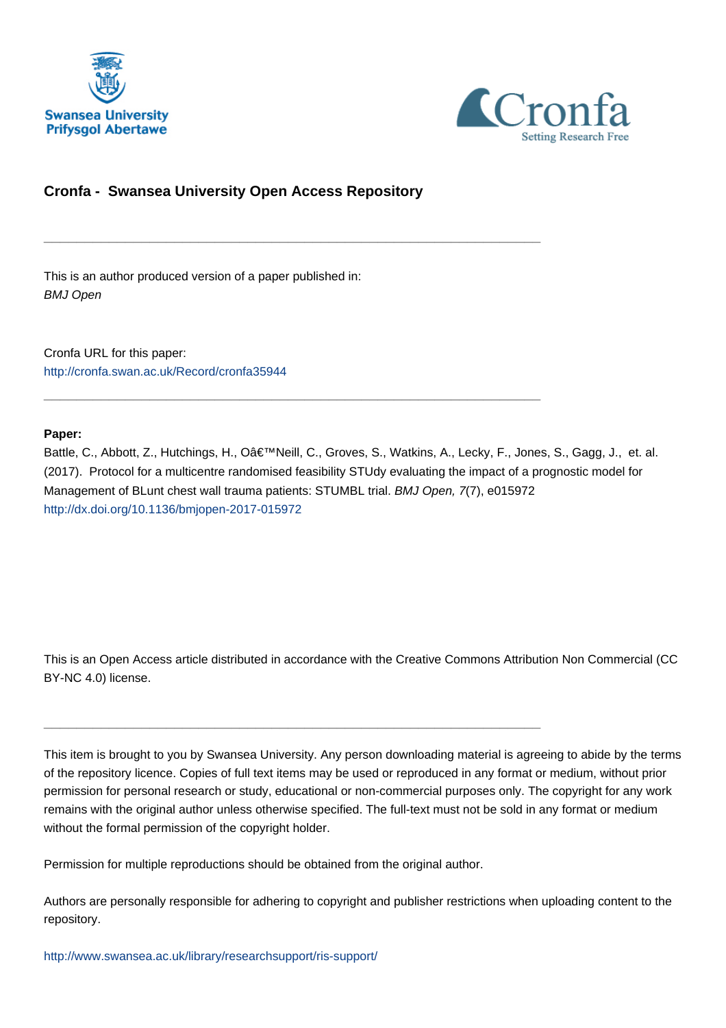Swansea University
Prifysgol Abertawe

Cronfa
Setting Research Free

## Cronfa - Swansea University Open Access Repository

---

This is an author produced version of a paper published in:
*BMJ Open*

Cronfa URL for this paper:
http://cronfa.swan.ac.uk/Record/cronfa35944

---

**Paper:**
Battle, C., Abbott, Z., Hutchings, H., Oâ€™Neill, C., Groves, S., Watkins, A., Lecky, F., Jones, S., Gagg, J., et. al. (2017). Protocol for a multicentre randomised feasibility STUdy evaluating the impact of a prognostic model for Management of BLunt chest wall trauma patients: STUMBL trial. *BMJ Open, 7*(7), e015972
http://dx.doi.org/10.1136/bmjopen-2017-015972

This is an Open Access article distributed in accordance with the Creative Commons Attribution Non Commercial (CC BY-NC 4.0) license.

---

This item is brought to you by Swansea University. Any person downloading material is agreeing to abide by the terms of the repository licence. Copies of full text items may be used or reproduced in any format or medium, without prior permission for personal research or study, educational or non-commercial purposes only. The copyright for any work remains with the original author unless otherwise specified. The full-text must not be sold in any format or medium without the formal permission of the copyright holder.

Permission for multiple reproductions should be obtained from the original author.

Authors are personally responsible for adhering to copyright and publisher restrictions when uploading content to the repository.

http://www.swansea.ac.uk/library/researchsupport/ris-support/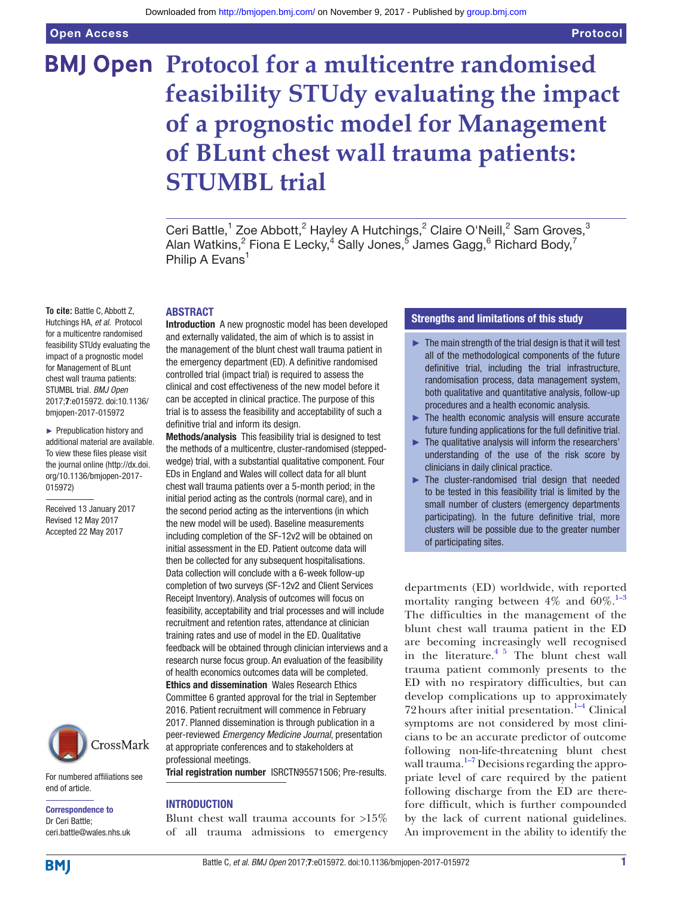# Protocol for a multicentre randomised feasibility STUdy evaluating the impact of a prognostic model for Management of BLunt chest wall trauma patients: STUMBL trial

Ceri Battle,[1] Zoe Abbott,[2] Hayley A Hutchings,[2] Claire O'Neill,[2] Sam Groves,[3] Alan Watkins,[2] Fiona E Lecky,[4] Sally Jones,[5] James Gagg,[6] Richard Body,[7] Philip A Evans[1]

**To cite:** Battle C, Abbott Z, Hutchings HA, *et al*. Protocol for a multicentre randomised feasibility STUdy evaluating the impact of a prognostic model for Management of BLunt chest wall trauma patients: STUMBL trial. *BMJ Open* 2017;**7**:e015972. doi:10.1136/bmjopen-2017-015972

► Prepublication history and additional material are available. To view these files please visit the journal online (http://dx.doi.org/10.1136/bmjopen-2017-015972)

Received 13 January 2017
Revised 12 May 2017
Accepted 22 May 2017

For numbered affiliations see end of article.

**Correspondence to**
Dr Ceri Battle;
ceri.battle@wales.nhs.uk

## ABSTRACT

**Introduction** A new prognostic model has been developed and externally validated, the aim of which is to assist in the management of the blunt chest wall trauma patient in the emergency department (ED). A definitive randomised controlled trial (impact trial) is required to assess the clinical and cost effectiveness of the new model before it can be accepted in clinical practice. The purpose of this trial is to assess the feasibility and acceptability of such a definitive trial and inform its design.

**Methods/analysis** This feasibility trial is designed to test the methods of a multicentre, cluster-randomised (stepped-wedge) trial, with a substantial qualitative component. Four EDs in England and Wales will collect data for all blunt chest wall trauma patients over a 5-month period; in the initial period acting as the controls (normal care), and in the second period acting as the interventions (in which the new model will be used). Baseline measurements including completion of the SF-12v2 will be obtained on initial assessment in the ED. Patient outcome data will then be collected for any subsequent hospitalisations. Data collection will conclude with a 6-week follow-up completion of two surveys (SF-12v2 and Client Services Receipt Inventory). Analysis of outcomes will focus on feasibility, acceptability and trial processes and will include recruitment and retention rates, attendance at clinician training rates and use of model in the ED. Qualitative feedback will be obtained through clinician interviews and a research nurse focus group. An evaluation of the feasibility of health economics outcomes data will be completed.

**Ethics and dissemination** Wales Research Ethics Committee 6 granted approval for the trial in September 2016. Patient recruitment will commence in February 2017. Planned dissemination is through publication in a peer-reviewed *Emergency Medicine Journal*, presentation at appropriate conferences and to stakeholders at professional meetings.

**Trial registration number** ISRCTN95571506; Pre-results.

## Strengths and limitations of this study

- ► The main strength of the trial design is that it will test all of the methodological components of the future definitive trial, including the trial infrastructure, randomisation process, data management system, both qualitative and quantitative analysis, follow-up procedures and a health economic analysis.
- ► The health economic analysis will ensure accurate future funding applications for the full definitive trial.
- ► The qualitative analysis will inform the researchers' understanding of the use of the risk score by clinicians in daily clinical practice.
- ► The cluster-randomised trial design that needed to be tested in this feasibility trial is limited by the small number of clusters (emergency departments participating). In the future definitive trial, more clusters will be possible due to the greater number of participating sites.

## INTRODUCTION

Blunt chest wall trauma accounts for >15% of all trauma admissions to emergency departments (ED) worldwide, with reported mortality ranging between 4% and 60%.[1–3] The difficulties in the management of the blunt chest wall trauma patient in the ED are becoming increasingly well recognised in the literature.[4 5] The blunt chest wall trauma patient commonly presents to the ED with no respiratory difficulties, but can develop complications up to approximately 72 hours after initial presentation.[1–4] Clinical symptoms are not considered by most clinicians to be an accurate predictor of outcome following non-life-threatening blunt chest wall trauma.[1–7] Decisions regarding the appropriate level of care required by the patient following discharge from the ED are therefore difficult, which is further compounded by the lack of current national guidelines. An improvement in the ability to identify the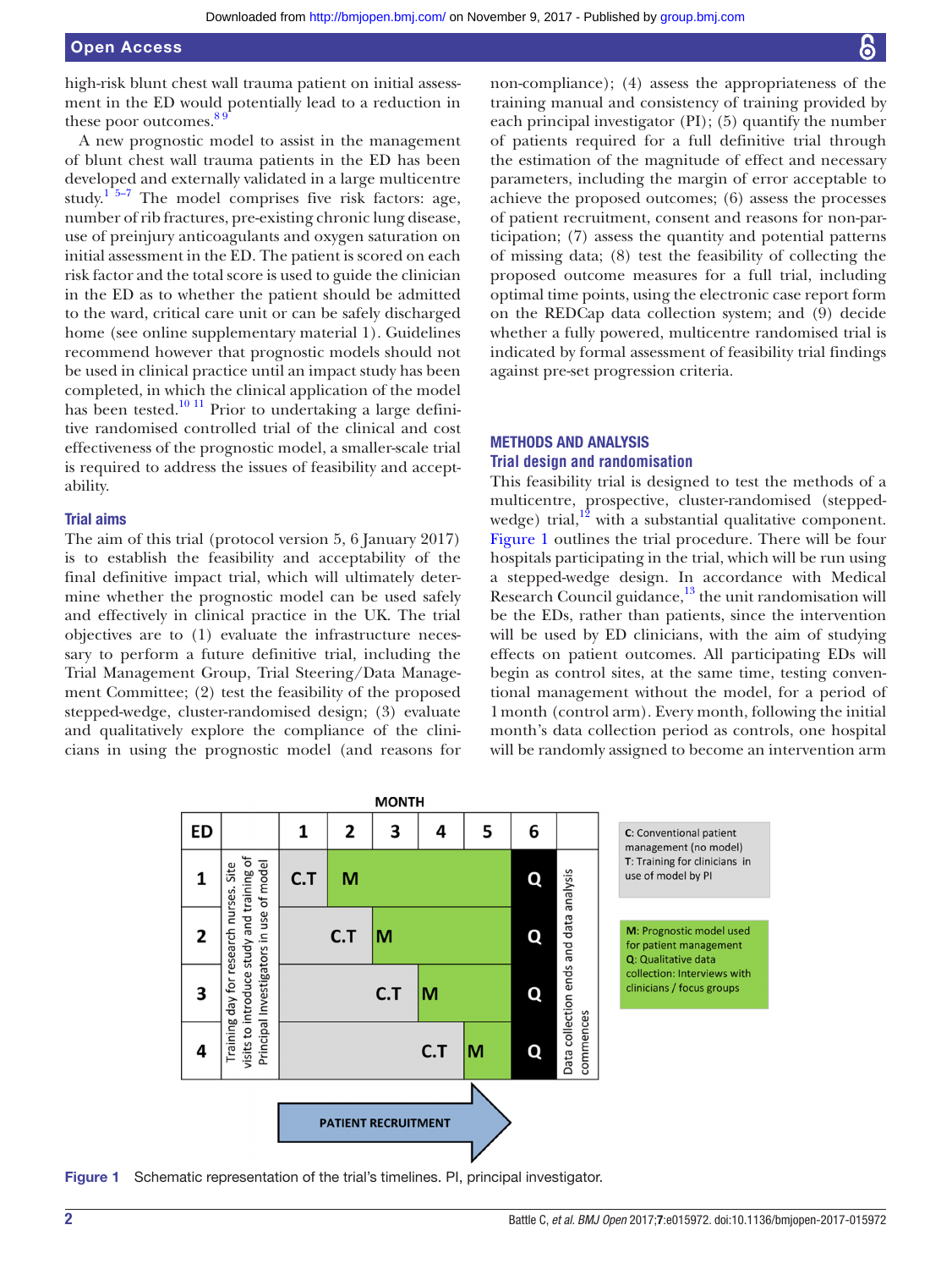high-risk blunt chest wall trauma patient on initial assessment in the ED would potentially lead to a reduction in these poor outcomes.[8 9]

A new prognostic model to assist in the management of blunt chest wall trauma patients in the ED has been developed and externally validated in a large multicentre study.[1 5–7] The model comprises five risk factors: age, number of rib fractures, pre-existing chronic lung disease, use of preinjury anticoagulants and oxygen saturation on initial assessment in the ED. The patient is scored on each risk factor and the total score is used to guide the clinician in the ED as to whether the patient should be admitted to the ward, critical care unit or can be safely discharged home (see online supplementary material 1). Guidelines recommend however that prognostic models should not be used in clinical practice until an impact study has been completed, in which the clinical application of the model has been tested.[10 11] Prior to undertaking a large definitive randomised controlled trial of the clinical and cost effectiveness of the prognostic model, a smaller-scale trial is required to address the issues of feasibility and acceptability.

### Trial aims

The aim of this trial (protocol version 5, 6 January 2017) is to establish the feasibility and acceptability of the final definitive impact trial, which will ultimately determine whether the prognostic model can be used safely and effectively in clinical practice in the UK. The trial objectives are to (1) evaluate the infrastructure necessary to perform a future definitive trial, including the Trial Management Group, Trial Steering/Data Management Committee; (2) test the feasibility of the proposed stepped-wedge, cluster-randomised design; (3) evaluate and qualitatively explore the compliance of the clinicians in using the prognostic model (and reasons for non-compliance); (4) assess the appropriateness of the training manual and consistency of training provided by each principal investigator (PI); (5) quantify the number of patients required for a full definitive trial through the estimation of the magnitude of effect and necessary parameters, including the margin of error acceptable to achieve the proposed outcomes; (6) assess the processes of patient recruitment, consent and reasons for non-participation; (7) assess the quantity and potential patterns of missing data; (8) test the feasibility of collecting the proposed outcome measures for a full trial, including optimal time points, using the electronic case report form on the REDCap data collection system; and (9) decide whether a fully powered, multicentre randomised trial is indicated by formal assessment of feasibility trial findings against pre-set progression criteria.

## METHODS AND ANALYSIS

### Trial design and randomisation

This feasibility trial is designed to test the methods of a multicentre, prospective, cluster-randomised (stepped-wedge) trial,[12] with a substantial qualitative component. Figure 1 outlines the trial procedure. There will be four hospitals participating in the trial, which will be run using a stepped-wedge design. In accordance with Medical Research Council guidance,[13] the unit randomisation will be the EDs, rather than patients, since the intervention will be used by ED clinicians, with the aim of studying effects on patient outcomes. All participating EDs will begin as control sites, at the same time, testing conventional management without the model, for a period of 1 month (control arm). Every month, following the initial month's data collection period as controls, one hospital will be randomly assigned to become an intervention arm

| ED | | 1 | 2 | 3 | 4 | 5 | 6 | |
|---|---|---|---|---|---|---|---|---|
| 1 | Training day for research nurses. Site visits to introduce study and training of Principal Investigators in use of model | C.T | M | M | M | M | Q | Data collection ends and data analysis commences |
| 2 | | C.T | C.T | M | M | M | Q | |
| 3 | | C.T | C.T | C.T | M | M | Q | |
| 4 | | C.T | C.T | C.T | C.T | M | Q | |

PATIENT RECRUITMENT (months 1–5)

**C**: Conventional patient management (no model)
**T**: Training for clinicians in use of model by PI

**M**: Prognostic model used for patient management
**Q**: Qualitative data collection: Interviews with clinicians / focus groups

Figure 1 Schematic representation of the trial's timelines. PI, principal investigator.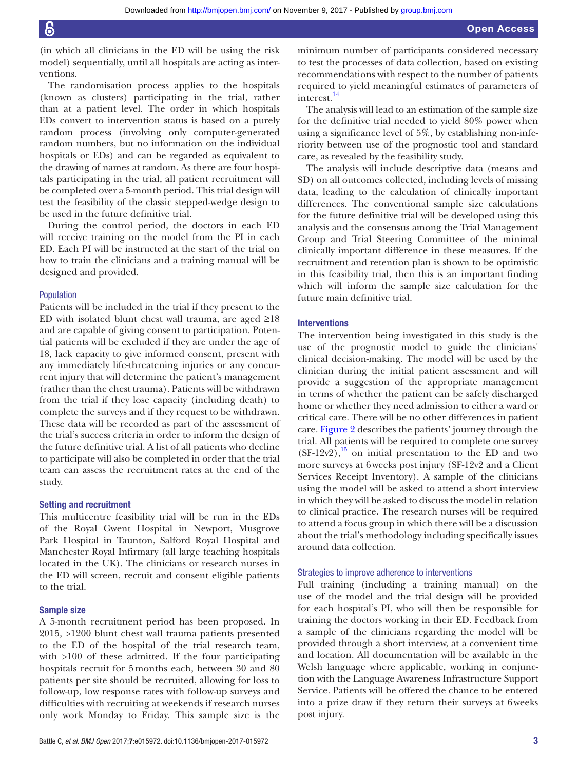(in which all clinicians in the ED will be using the risk model) sequentially, until all hospitals are acting as interventions.

The randomisation process applies to the hospitals (known as clusters) participating in the trial, rather than at a patient level. The order in which hospitals EDs convert to intervention status is based on a purely random process (involving only computer-generated random numbers, but no information on the individual hospitals or EDs) and can be regarded as equivalent to the drawing of names at random. As there are four hospitals participating in the trial, all patient recruitment will be completed over a 5-month period. This trial design will test the feasibility of the classic stepped-wedge design to be used in the future definitive trial.

During the control period, the doctors in each ED will receive training on the model from the PI in each ED. Each PI will be instructed at the start of the trial on how to train the clinicians and a training manual will be designed and provided.

### Population

Patients will be included in the trial if they present to the ED with isolated blunt chest wall trauma, are aged ≥18 and are capable of giving consent to participation. Potential patients will be excluded if they are under the age of 18, lack capacity to give informed consent, present with any immediately life-threatening injuries or any concurrent injury that will determine the patient's management (rather than the chest trauma). Patients will be withdrawn from the trial if they lose capacity (including death) to complete the surveys and if they request to be withdrawn. These data will be recorded as part of the assessment of the trial's success criteria in order to inform the design of the future definitive trial. A list of all patients who decline to participate will also be completed in order that the trial team can assess the recruitment rates at the end of the study.

## Setting and recruitment

This multicentre feasibility trial will be run in the EDs of the Royal Gwent Hospital in Newport, Musgrove Park Hospital in Taunton, Salford Royal Hospital and Manchester Royal Infirmary (all large teaching hospitals located in the UK). The clinicians or research nurses in the ED will screen, recruit and consent eligible patients to the trial.

## Sample size

A 5-month recruitment period has been proposed. In 2015, >1200 blunt chest wall trauma patients presented to the ED of the hospital of the trial research team, with >100 of these admitted. If the four participating hospitals recruit for 5 months each, between 30 and 80 patients per site should be recruited, allowing for loss to follow-up, low response rates with follow-up surveys and difficulties with recruiting at weekends if research nurses only work Monday to Friday. This sample size is the minimum number of participants considered necessary to test the processes of data collection, based on existing recommendations with respect to the number of patients required to yield meaningful estimates of parameters of interest.[14]

The analysis will lead to an estimation of the sample size for the definitive trial needed to yield 80% power when using a significance level of 5%, by establishing non-inferiority between use of the prognostic tool and standard care, as revealed by the feasibility study.

The analysis will include descriptive data (means and SD) on all outcomes collected, including levels of missing data, leading to the calculation of clinically important differences. The conventional sample size calculations for the future definitive trial will be developed using this analysis and the consensus among the Trial Management Group and Trial Steering Committee of the minimal clinically important difference in these measures. If the recruitment and retention plan is shown to be optimistic in this feasibility trial, then this is an important finding which will inform the sample size calculation for the future main definitive trial.

## Interventions

The intervention being investigated in this study is the use of the prognostic model to guide the clinicians' clinical decision-making. The model will be used by the clinician during the initial patient assessment and will provide a suggestion of the appropriate management in terms of whether the patient can be safely discharged home or whether they need admission to either a ward or critical care. There will be no other differences in patient care. Figure 2 describes the patients' journey through the trial. All patients will be required to complete one survey (SF-12v2),[15] on initial presentation to the ED and two more surveys at 6 weeks post injury (SF-12v2 and a Client Services Receipt Inventory). A sample of the clinicians using the model will be asked to attend a short interview in which they will be asked to discuss the model in relation to clinical practice. The research nurses will be required to attend a focus group in which there will be a discussion about the trial's methodology including specifically issues around data collection.

### Strategies to improve adherence to interventions

Full training (including a training manual) on the use of the model and the trial design will be provided for each hospital's PI, who will then be responsible for training the doctors working in their ED. Feedback from a sample of the clinicians regarding the model will be provided through a short interview, at a convenient time and location. All documentation will be available in the Welsh language where applicable, working in conjunction with the Language Awareness Infrastructure Support Service. Patients will be offered the chance to be entered into a prize draw if they return their surveys at 6 weeks post injury.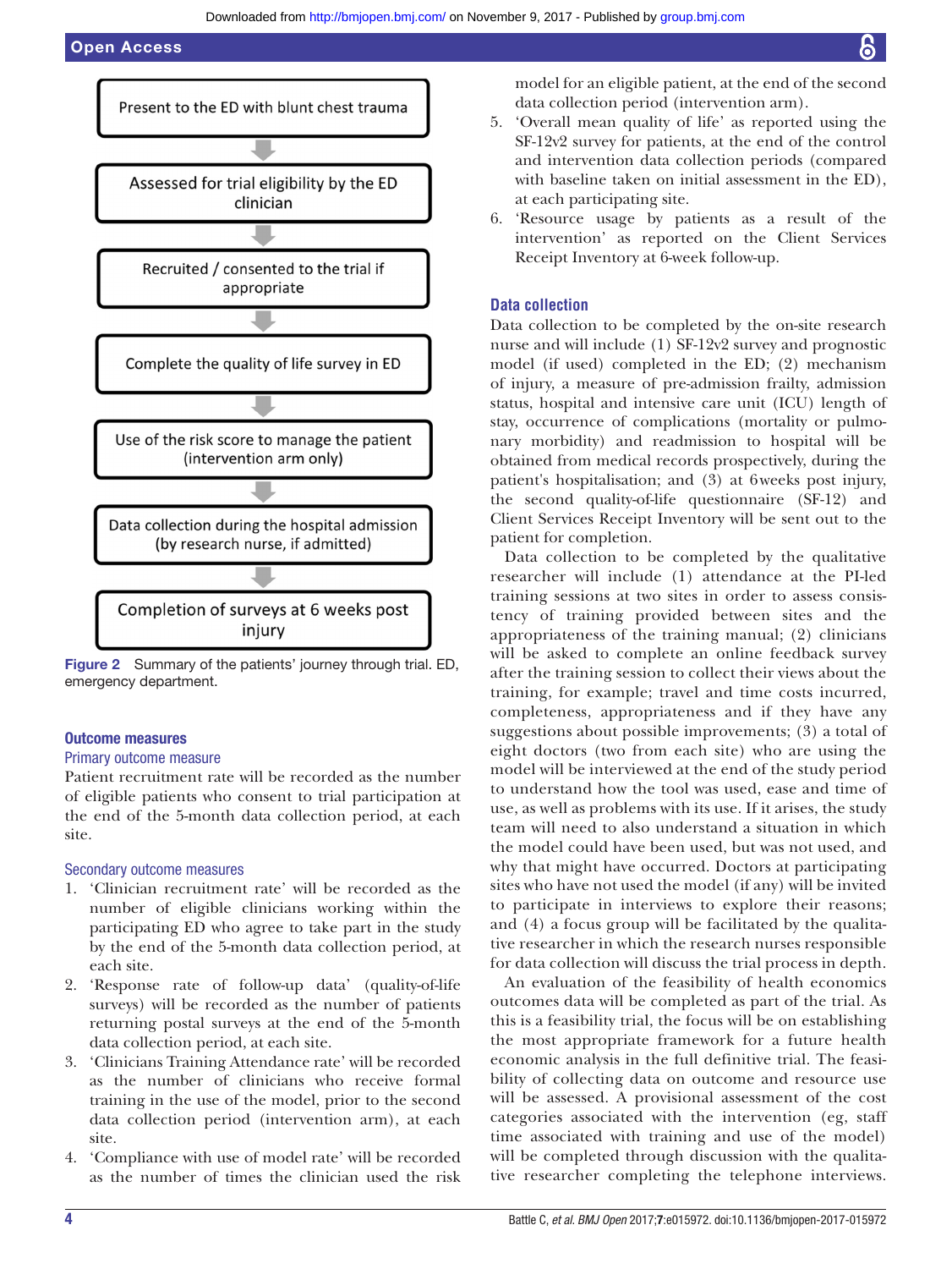Present to the ED with blunt chest trauma

↓

Assessed for trial eligibility by the ED clinician

↓

Recruited / consented to the trial if appropriate

↓

Complete the quality of life survey in ED

↓

Use of the risk score to manage the patient (intervention arm only)

↓

Data collection during the hospital admission (by research nurse, if admitted)

↓

Completion of surveys at 6 weeks post injury

**Figure 2** Summary of the patients' journey through trial. ED, emergency department.

## Outcome measures

### Primary outcome measure

Patient recruitment rate will be recorded as the number of eligible patients who consent to trial participation at the end of the 5-month data collection period, at each site.

### Secondary outcome measures

1. 'Clinician recruitment rate' will be recorded as the number of eligible clinicians working within the participating ED who agree to take part in the study by the end of the 5-month data collection period, at each site.
2. 'Response rate of follow-up data' (quality-of-life surveys) will be recorded as the number of patients returning postal surveys at the end of the 5-month data collection period, at each site.
3. 'Clinicians Training Attendance rate' will be recorded as the number of clinicians who receive formal training in the use of the model, prior to the second data collection period (intervention arm), at each site.
4. 'Compliance with use of model rate' will be recorded as the number of times the clinician used the risk model for an eligible patient, at the end of the second data collection period (intervention arm).
5. 'Overall mean quality of life' as reported using the SF-12v2 survey for patients, at the end of the control and intervention data collection periods (compared with baseline taken on initial assessment in the ED), at each participating site.
6. 'Resource usage by patients as a result of the intervention' as reported on the Client Services Receipt Inventory at 6-week follow-up.

## Data collection

Data collection to be completed by the on-site research nurse and will include (1) SF-12v2 survey and prognostic model (if used) completed in the ED; (2) mechanism of injury, a measure of pre-admission frailty, admission status, hospital and intensive care unit (ICU) length of stay, occurrence of complications (mortality or pulmonary morbidity) and readmission to hospital will be obtained from medical records prospectively, during the patient's hospitalisation; and (3) at 6weeks post injury, the second quality-of-life questionnaire (SF-12) and Client Services Receipt Inventory will be sent out to the patient for completion.

Data collection to be completed by the qualitative researcher will include (1) attendance at the PI-led training sessions at two sites in order to assess consistency of training provided between sites and the appropriateness of the training manual; (2) clinicians will be asked to complete an online feedback survey after the training session to collect their views about the training, for example; travel and time costs incurred, completeness, appropriateness and if they have any suggestions about possible improvements; (3) a total of eight doctors (two from each site) who are using the model will be interviewed at the end of the study period to understand how the tool was used, ease and time of use, as well as problems with its use. If it arises, the study team will need to also understand a situation in which the model could have been used, but was not used, and why that might have occurred. Doctors at participating sites who have not used the model (if any) will be invited to participate in interviews to explore their reasons; and (4) a focus group will be facilitated by the qualitative researcher in which the research nurses responsible for data collection will discuss the trial process in depth.

An evaluation of the feasibility of health economics outcomes data will be completed as part of the trial. As this is a feasibility trial, the focus will be on establishing the most appropriate framework for a future health economic analysis in the full definitive trial. The feasibility of collecting data on outcome and resource use will be assessed. A provisional assessment of the cost categories associated with the intervention (eg, staff time associated with training and use of the model) will be completed through discussion with the qualitative researcher completing the telephone interviews.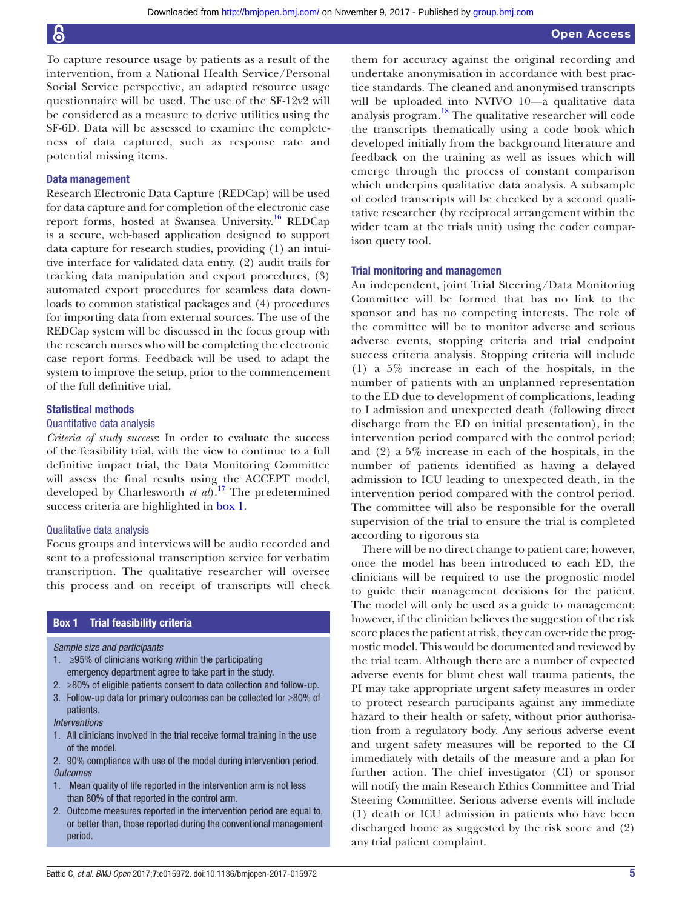To capture resource usage by patients as a result of the intervention, from a National Health Service/Personal Social Service perspective, an adapted resource usage questionnaire will be used. The use of the SF-12v2 will be considered as a measure to derive utilities using the SF-6D. Data will be assessed to examine the completeness of data captured, such as response rate and potential missing items.

### Data management

Research Electronic Data Capture (REDCap) will be used for data capture and for completion of the electronic case report forms, hosted at Swansea University.[16] REDCap is a secure, web-based application designed to support data capture for research studies, providing (1) an intuitive interface for validated data entry, (2) audit trails for tracking data manipulation and export procedures, (3) automated export procedures for seamless data downloads to common statistical packages and (4) procedures for importing data from external sources. The use of the REDCap system will be discussed in the focus group with the research nurses who will be completing the electronic case report forms. Feedback will be used to adapt the system to improve the setup, prior to the commencement of the full definitive trial.

### Statistical methods

#### Quantitative data analysis

*Criteria of study success*: In order to evaluate the success of the feasibility trial, with the view to continue to a full definitive impact trial, the Data Monitoring Committee will assess the final results using the ACCEPT model, developed by Charlesworth *et al*).[17] The predetermined success criteria are highlighted in box 1.

#### Qualitative data analysis

Focus groups and interviews will be audio recorded and sent to a professional transcription service for verbatim transcription. The qualitative researcher will oversee this process and on receipt of transcripts will check them for accuracy against the original recording and undertake anonymisation in accordance with best practice standards. The cleaned and anonymised transcripts will be uploaded into NVIVO 10—a qualitative data analysis program.[18] The qualitative researcher will code the transcripts thematically using a code book which developed initially from the background literature and feedback on the training as well as issues which will emerge through the process of constant comparison which underpins qualitative data analysis. A subsample of coded transcripts will be checked by a second qualitative researcher (by reciprocal arrangement within the wider team at the trials unit) using the coder comparison query tool.

**Box 1 Trial feasibility criteria**

*Sample size and participants*

1. ≥95% of clinicians working within the participating emergency department agree to take part in the study.
2. ≥80% of eligible patients consent to data collection and follow-up.
3. Follow-up data for primary outcomes can be collected for ≥80% of patients.

*Interventions*

1. All clinicians involved in the trial receive formal training in the use of the model.
2. 90% compliance with use of the model during intervention period.

*Outcomes*

1. Mean quality of life reported in the intervention arm is not less than 80% of that reported in the control arm.
2. Outcome measures reported in the intervention period are equal to, or better than, those reported during the conventional management period.

### Trial monitoring and managemen

An independent, joint Trial Steering/Data Monitoring Committee will be formed that has no link to the sponsor and has no competing interests. The role of the committee will be to monitor adverse and serious adverse events, stopping criteria and trial endpoint success criteria analysis. Stopping criteria will include (1) a 5% increase in each of the hospitals, in the number of patients with an unplanned representation to the ED due to development of complications, leading to I admission and unexpected death (following direct discharge from the ED on initial presentation), in the intervention period compared with the control period; and (2) a 5% increase in each of the hospitals, in the number of patients identified as having a delayed admission to ICU leading to unexpected death, in the intervention period compared with the control period. The committee will also be responsible for the overall supervision of the trial to ensure the trial is completed according to rigorous sta

There will be no direct change to patient care; however, once the model has been introduced to each ED, the clinicians will be required to use the prognostic model to guide their management decisions for the patient. The model will only be used as a guide to management; however, if the clinician believes the suggestion of the risk score places the patient at risk, they can over-ride the prognostic model. This would be documented and reviewed by the trial team. Although there are a number of expected adverse events for blunt chest wall trauma patients, the PI may take appropriate urgent safety measures in order to protect research participants against any immediate hazard to their health or safety, without prior authorisation from a regulatory body. Any serious adverse event and urgent safety measures will be reported to the CI immediately with details of the measure and a plan for further action. The chief investigator (CI) or sponsor will notify the main Research Ethics Committee and Trial Steering Committee. Serious adverse events will include (1) death or ICU admission in patients who have been discharged home as suggested by the risk score and (2) any trial patient complaint.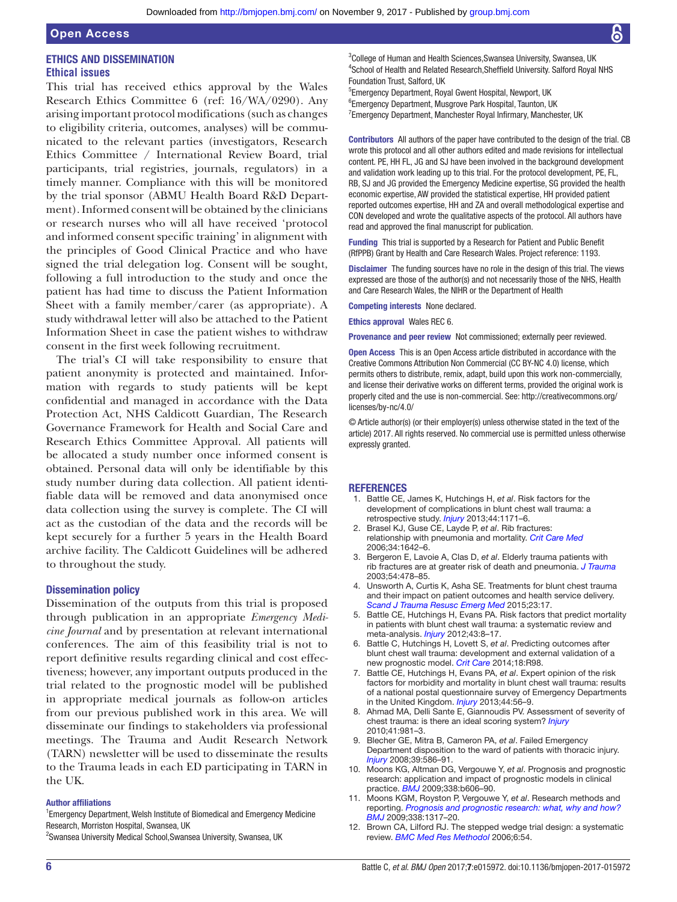## ETHICS AND DISSEMINATION

### Ethical issues

This trial has received ethics approval by the Wales Research Ethics Committee 6 (ref: 16/WA/0290). Any arising important protocol modifications (such as changes to eligibility criteria, outcomes, analyses) will be communicated to the relevant parties (investigators, Research Ethics Committee / International Review Board, trial participants, trial registries, journals, regulators) in a timely manner. Compliance with this will be monitored by the trial sponsor (ABMU Health Board R&D Department). Informed consent will be obtained by the clinicians or research nurses who will all have received 'protocol and informed consent specific training' in alignment with the principles of Good Clinical Practice and who have signed the trial delegation log. Consent will be sought, following a full introduction to the study and once the patient has had time to discuss the Patient Information Sheet with a family member/carer (as appropriate). A study withdrawal letter will also be attached to the Patient Information Sheet in case the patient wishes to withdraw consent in the first week following recruitment.

The trial's CI will take responsibility to ensure that patient anonymity is protected and maintained. Information with regards to study patients will be kept confidential and managed in accordance with the Data Protection Act, NHS Caldicott Guardian, The Research Governance Framework for Health and Social Care and Research Ethics Committee Approval. All patients will be allocated a study number once informed consent is obtained. Personal data will only be identifiable by this study number during data collection. All patient identifiable data will be removed and data anonymised once data collection using the survey is complete. The CI will act as the custodian of the data and the records will be kept securely for a further 5 years in the Health Board archive facility. The Caldicott Guidelines will be adhered to throughout the study.

### Dissemination policy

Dissemination of the outputs from this trial is proposed through publication in an appropriate *Emergency Medicine Journal* and by presentation at relevant international conferences. The aim of this feasibility trial is not to report definitive results regarding clinical and cost effectiveness; however, any important outputs produced in the trial related to the prognostic model will be published in appropriate medical journals as follow-on articles from our previous published work in this area. We will disseminate our findings to stakeholders via professional meetings. The Trauma and Audit Research Network (TARN) newsletter will be used to disseminate the results to the Trauma leads in each ED participating in TARN in the UK.

**Author affiliations**

[1]Emergency Department, Welsh Institute of Biomedical and Emergency Medicine Research, Morriston Hospital, Swansea, UK
[2]Swansea University Medical School,Swansea University, Swansea, UK
[3]College of Human and Health Sciences,Swansea University, Swansea, UK
[4]School of Health and Related Research,Sheffield University. Salford Royal NHS Foundation Trust, Salford, UK
[5]Emergency Department, Royal Gwent Hospital, Newport, UK
[6]Emergency Department, Musgrove Park Hospital, Taunton, UK
[7]Emergency Department, Manchester Royal Infirmary, Manchester, UK

**Contributors** All authors of the paper have contributed to the design of the trial. CB wrote this protocol and all other authors edited and made revisions for intellectual content. PE, HH FL, JG and SJ have been involved in the background development and validation work leading up to this trial. For the protocol development, PE, FL, RB, SJ and JG provided the Emergency Medicine expertise, SG provided the health economic expertise, AW provided the statistical expertise, HH provided patient reported outcomes expertise, HH and ZA and overall methodological expertise and CON developed and wrote the qualitative aspects of the protocol. All authors have read and approved the final manuscript for publication.

**Funding** This trial is supported by a Research for Patient and Public Benefit (RfPPB) Grant by Health and Care Research Wales. Project reference: 1193.

**Disclaimer** The funding sources have no role in the design of this trial. The views expressed are those of the author(s) and not necessarily those of the NHS, Health and Care Research Wales, the NIHR or the Department of Health

**Competing interests** None declared.

**Ethics approval** Wales REC 6.

**Provenance and peer review** Not commissioned; externally peer reviewed.

**Open Access** This is an Open Access article distributed in accordance with the Creative Commons Attribution Non Commercial (CC BY-NC 4.0) license, which permits others to distribute, remix, adapt, build upon this work non-commercially, and license their derivative works on different terms, provided the original work is properly cited and the use is non-commercial. See: http://creativecommons.org/licenses/by-nc/4.0/

© Article author(s) (or their employer(s) unless otherwise stated in the text of the article) 2017. All rights reserved. No commercial use is permitted unless otherwise expressly granted.

## REFERENCES

1. Battle CE, James K, Hutchings H, *et al*. Risk factors for the development of complications in blunt chest wall trauma: a retrospective study. *Injury* 2013;44:1171–6.
2. Brasel KJ, Guse CE, Layde P, *et al*. Rib fractures: relationship with pneumonia and mortality. *Crit Care Med* 2006;34:1642–6.
3. Bergeron E, Lavoie A, Clas D, *et al*. Elderly trauma patients with rib fractures are at greater risk of death and pneumonia. *J Trauma* 2003;54:478–85.
4. Unsworth A, Curtis K, Asha SE. Treatments for blunt chest trauma and their impact on patient outcomes and health service delivery. *Scand J Trauma Resusc Emerg Med* 2015;23:17.
5. Battle CE, Hutchings H, Evans PA. Risk factors that predict mortality in patients with blunt chest wall trauma: a systematic review and meta-analysis. *Injury* 2012;43:8–17.
6. Battle C, Hutchings H, Lovett S, *et al*. Predicting outcomes after blunt chest wall trauma: development and external validation of a new prognostic model. *Crit Care* 2014;18:R98.
7. Battle C, Hutchings H, Evans PA, *et al*. Expert opinion of the risk factors for morbidity and mortality in blunt chest wall trauma: results of a national postal questionnaire survey of Emergency Departments in the United Kingdom. *Injury* 2013;44:56–9.
8. Ahmad MA, Delli Sante E, Giannoudis PV. Assessment of severity of chest trauma: is there an ideal scoring system? *Injury* 2010;41:981–3.
9. Blecher GE, Mitra B, Cameron PA, *et al*. Failed Emergency Department disposition to the ward of patients with thoracic injury. *Injury* 2008;39:586–91.
10. Moons KG, Altman DG, Vergouwe Y, *et al*. Prognosis and prognostic research: application and impact of prognostic models in clinical practice. *BMJ* 2009;338:b606–90.
11. Moons KGM, Royston P, Vergouwe Y, *et al*. Research methods and reporting. *Prognosis and prognostic research: what, why and how? BMJ* 2009;338:1317–20.
12. Brown CA, Lilford RJ. The stepped wedge trial design: a systematic review. *BMC Med Res Methodol* 2006;6:54.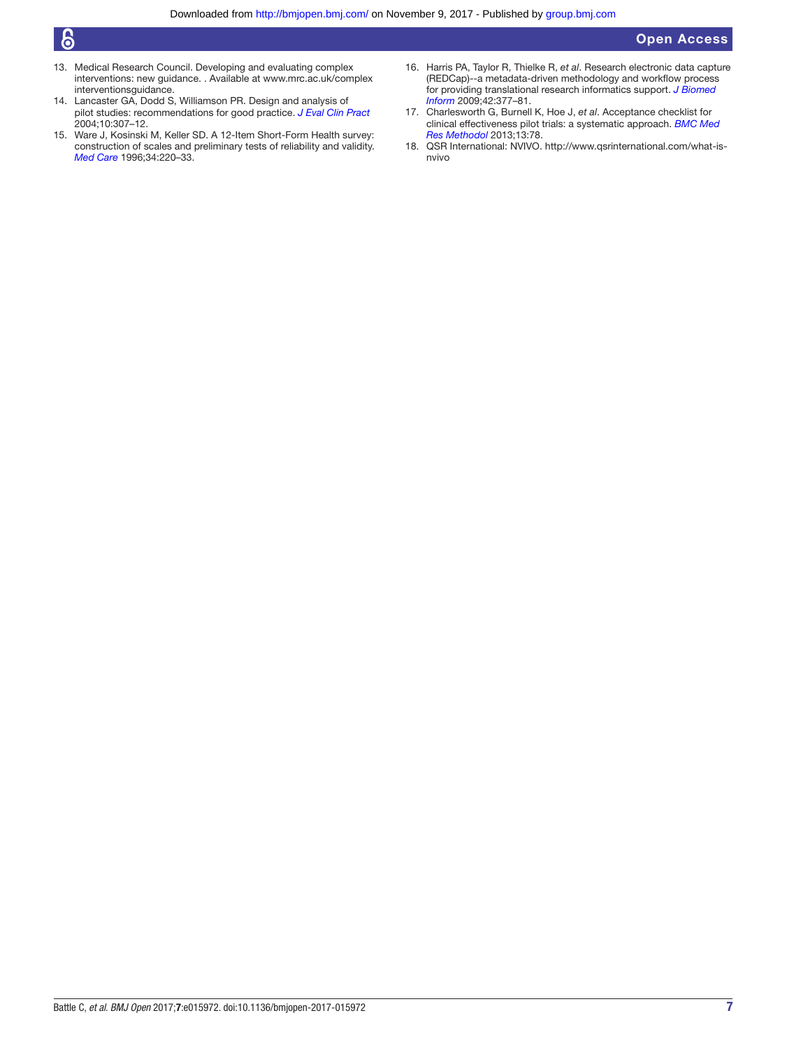13. Medical Research Council. Developing and evaluating complex interventions: new guidance. . Available at www.mrc.ac.uk/complex interventionsguidance.
14. Lancaster GA, Dodd S, Williamson PR. Design and analysis of pilot studies: recommendations for good practice. *J Eval Clin Pract* 2004;10:307–12.
15. Ware J, Kosinski M, Keller SD. A 12-Item Short-Form Health survey: construction of scales and preliminary tests of reliability and validity. *Med Care* 1996;34:220–33.
16. Harris PA, Taylor R, Thielke R, *et al*. Research electronic data capture (REDCap)--a metadata-driven methodology and workflow process for providing translational research informatics support. *J Biomed Inform* 2009;42:377–81.
17. Charlesworth G, Burnell K, Hoe J, *et al*. Acceptance checklist for clinical effectiveness pilot trials: a systematic approach. *BMC Med Res Methodol* 2013;13:78.
18. QSR International: NVIVO. http://www.qsrinternational.com/what-is-nvivo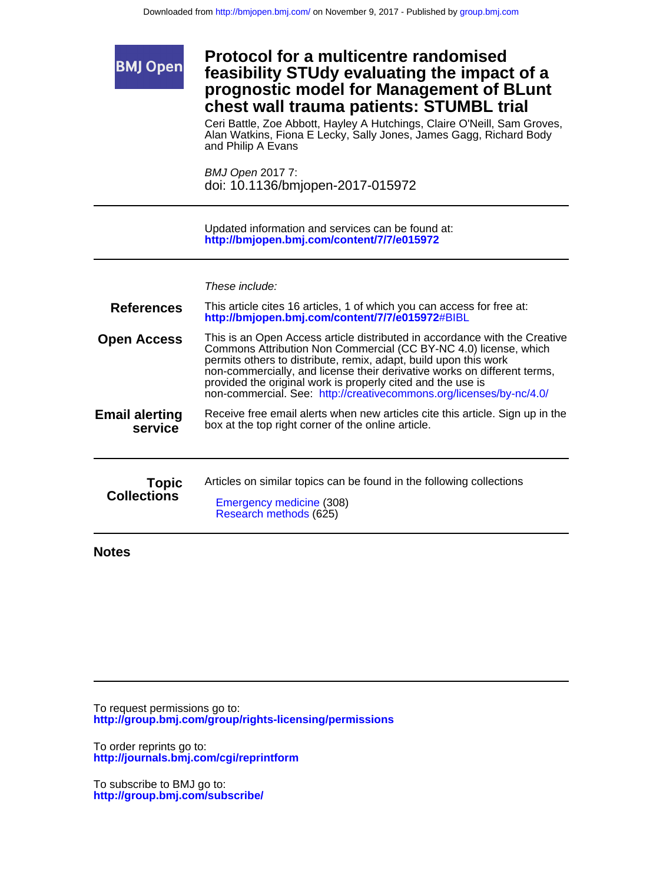Downloaded from http://bmjopen.bmj.com/ on November 9, 2017 - Published by group.bmj.com

BMJ Open

# Protocol for a multicentre randomised feasibility STUdy evaluating the impact of a prognostic model for Management of BLunt chest wall trauma patients: STUMBL trial

Ceri Battle, Zoe Abbott, Hayley A Hutchings, Claire O'Neill, Sam Groves, Alan Watkins, Fiona E Lecky, Sally Jones, James Gagg, Richard Body and Philip A Evans

*BMJ Open* 2017 7:
doi: 10.1136/bmjopen-2017-015972

Updated information and services can be found at:
**http://bmjopen.bmj.com/content/7/7/e015972**

*These include:*

**References**
This article cites 16 articles, 1 of which you can access for free at:
**http://bmjopen.bmj.com/content/7/7/e015972**#BIBL

**Open Access**
This is an Open Access article distributed in accordance with the Creative Commons Attribution Non Commercial (CC BY-NC 4.0) license, which permits others to distribute, remix, adapt, build upon this work non-commercially, and license their derivative works on different terms, provided the original work is properly cited and the use is non-commercial. See: http://creativecommons.org/licenses/by-nc/4.0/

**Email alerting service**
Receive free email alerts when new articles cite this article. Sign up in the box at the top right corner of the online article.

**Topic Collections**
Articles on similar topics can be found in the following collections

Emergency medicine (308)
Research methods (625)

## Notes

To request permissions go to:
**http://group.bmj.com/group/rights-licensing/permissions**

To order reprints go to:
**http://journals.bmj.com/cgi/reprintform**

To subscribe to BMJ go to:
**http://group.bmj.com/subscribe/**